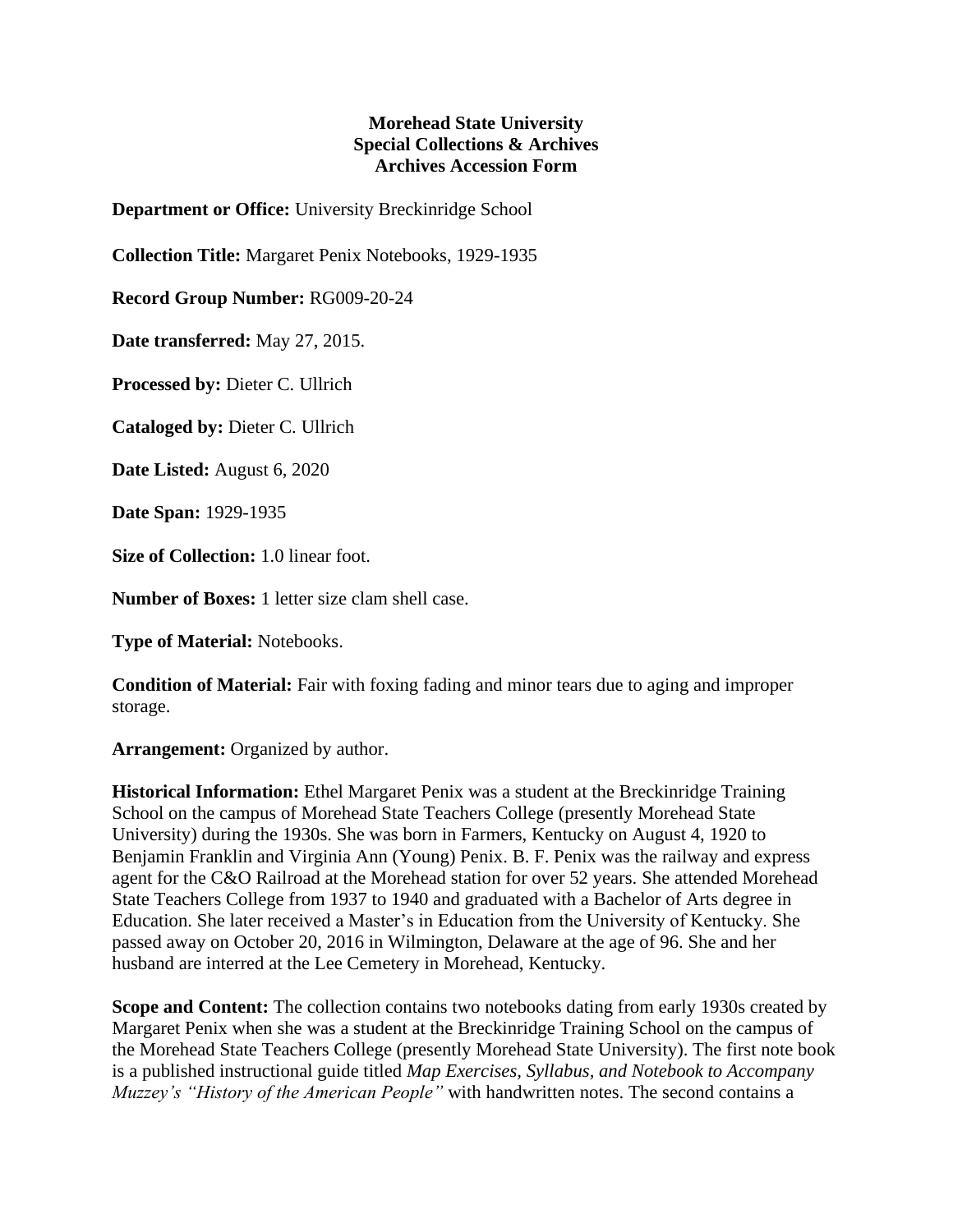**Morehead State University**
**Special Collections & Archives**
**Archives Accession Form**

**Department or Office:** University Breckinridge School

**Collection Title:** Margaret Penix Notebooks, 1929-1935

**Record Group Number:** RG009-20-24

**Date transferred:** May 27, 2015.

**Processed by:** Dieter C. Ullrich

**Cataloged by:** Dieter C. Ullrich

**Date Listed:** August 6, 2020

**Date Span:** 1929-1935

**Size of Collection:** 1.0 linear foot.

**Number of Boxes:** 1 letter size clam shell case.

**Type of Material:** Notebooks.

**Condition of Material:** Fair with foxing fading and minor tears due to aging and improper storage.

**Arrangement:** Organized by author.

**Historical Information:** Ethel Margaret Penix was a student at the Breckinridge Training School on the campus of Morehead State Teachers College (presently Morehead State University) during the 1930s. She was born in Farmers, Kentucky on August 4, 1920 to Benjamin Franklin and Virginia Ann (Young) Penix. B. F. Penix was the railway and express agent for the C&O Railroad at the Morehead station for over 52 years. She attended Morehead State Teachers College from 1937 to 1940 and graduated with a Bachelor of Arts degree in Education. She later received a Master's in Education from the University of Kentucky. She passed away on October 20, 2016 in Wilmington, Delaware at the age of 96. She and her husband are interred at the Lee Cemetery in Morehead, Kentucky.

**Scope and Content:** The collection contains two notebooks dating from early 1930s created by Margaret Penix when she was a student at the Breckinridge Training School on the campus of the Morehead State Teachers College (presently Morehead State University). The first note book is a published instructional guide titled *Map Exercises, Syllabus, and Notebook to Accompany Muzzey's "History of the American People"* with handwritten notes. The second contains a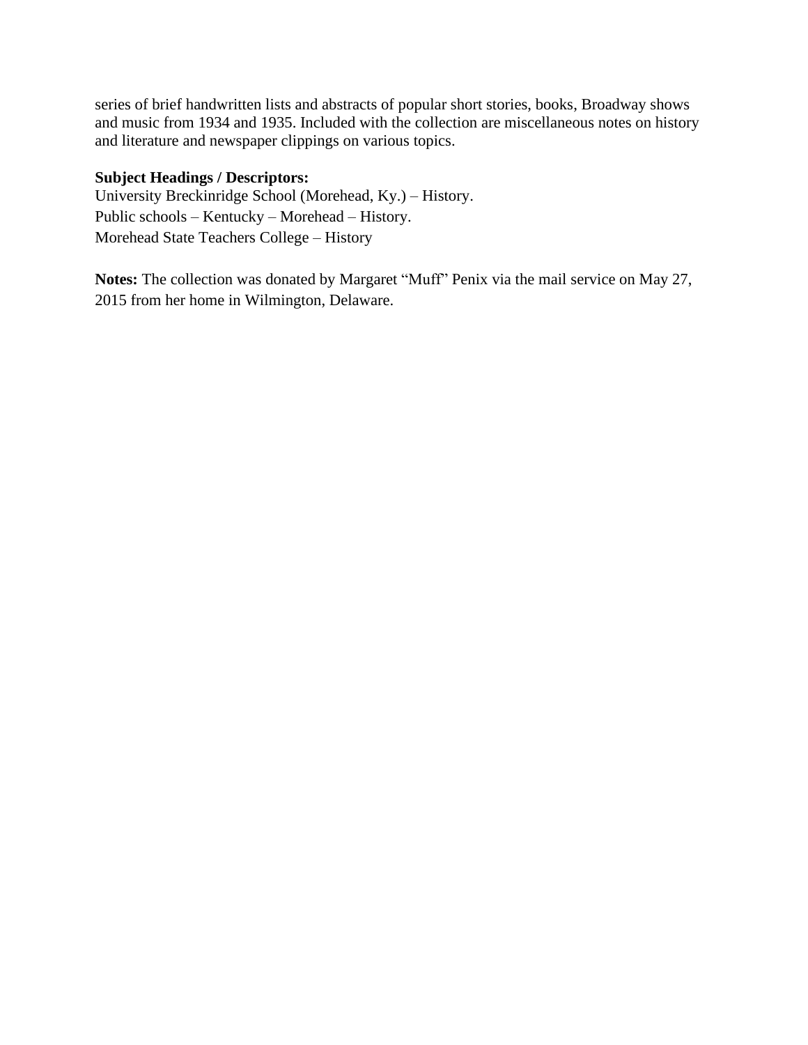series of brief handwritten lists and abstracts of popular short stories, books, Broadway shows and music from 1934 and 1935. Included with the collection are miscellaneous notes on history and literature and newspaper clippings on various topics.

**Subject Headings / Descriptors:**
University Breckinridge School (Morehead, Ky.) – History.
Public schools – Kentucky – Morehead – History.
Morehead State Teachers College – History

**Notes:** The collection was donated by Margaret "Muff" Penix via the mail service on May 27, 2015 from her home in Wilmington, Delaware.